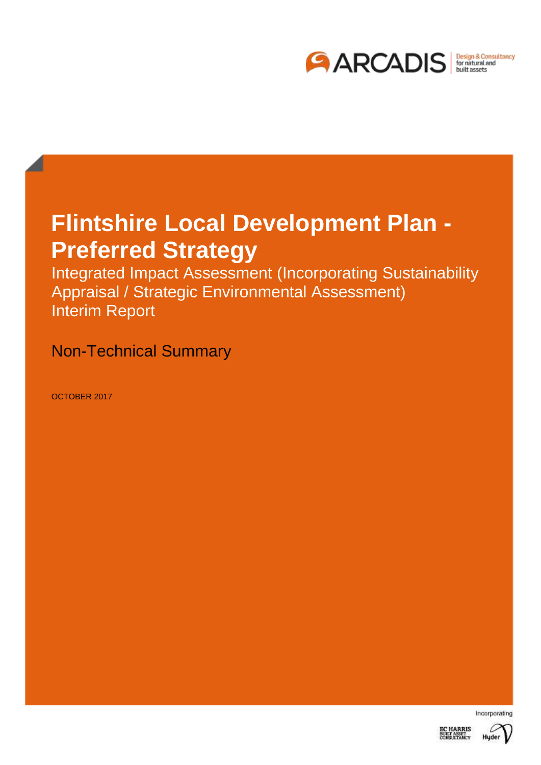# Flintshire Local Development Plan - Preferred Strategy

Integrated Impact Assessment (Incorporating Sustainability Appraisal / Strategic Environmental Assessment) Interim Report

Non-Technical Summary

OCTOBER 2017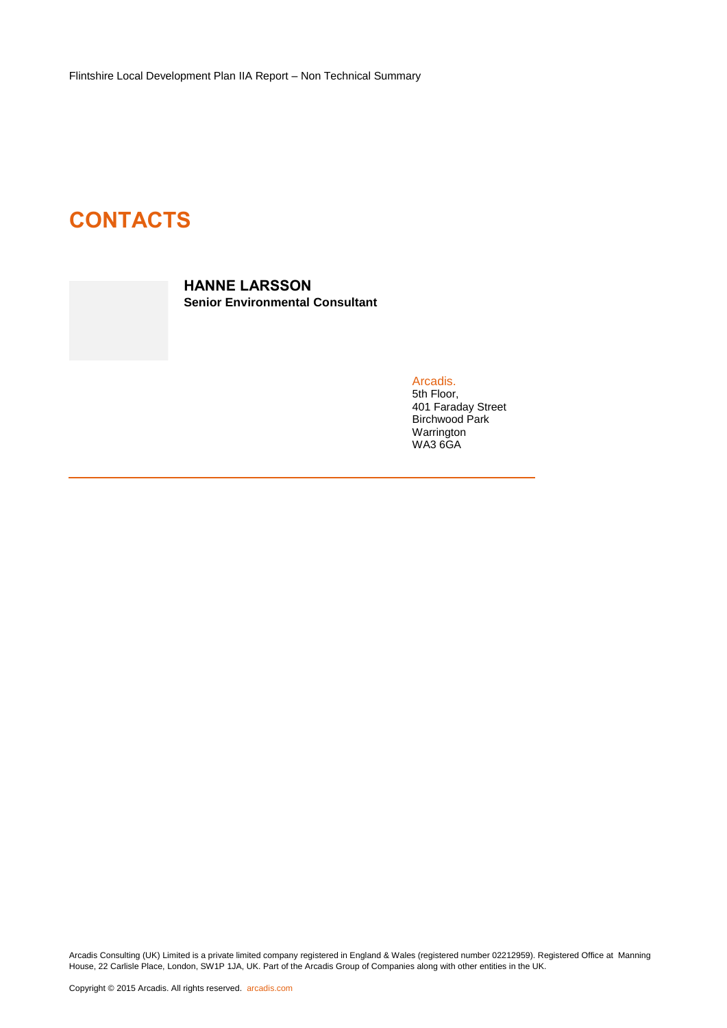# CONTACTS

**HANNE LARSSON**
**Senior Environmental Consultant**

Arcadis.
5th Floor,
401 Faraday Street
Birchwood Park
Warrington
WA3 6GA

---

Arcadis Consulting (UK) Limited is a private limited company registered in England & Wales (registered number 02212959). Registered Office at Manning House, 22 Carlisle Place, London, SW1P 1JA, UK. Part of the Arcadis Group of Companies along with other entities in the UK.

Copyright © 2015 Arcadis. All rights reserved. arcadis.com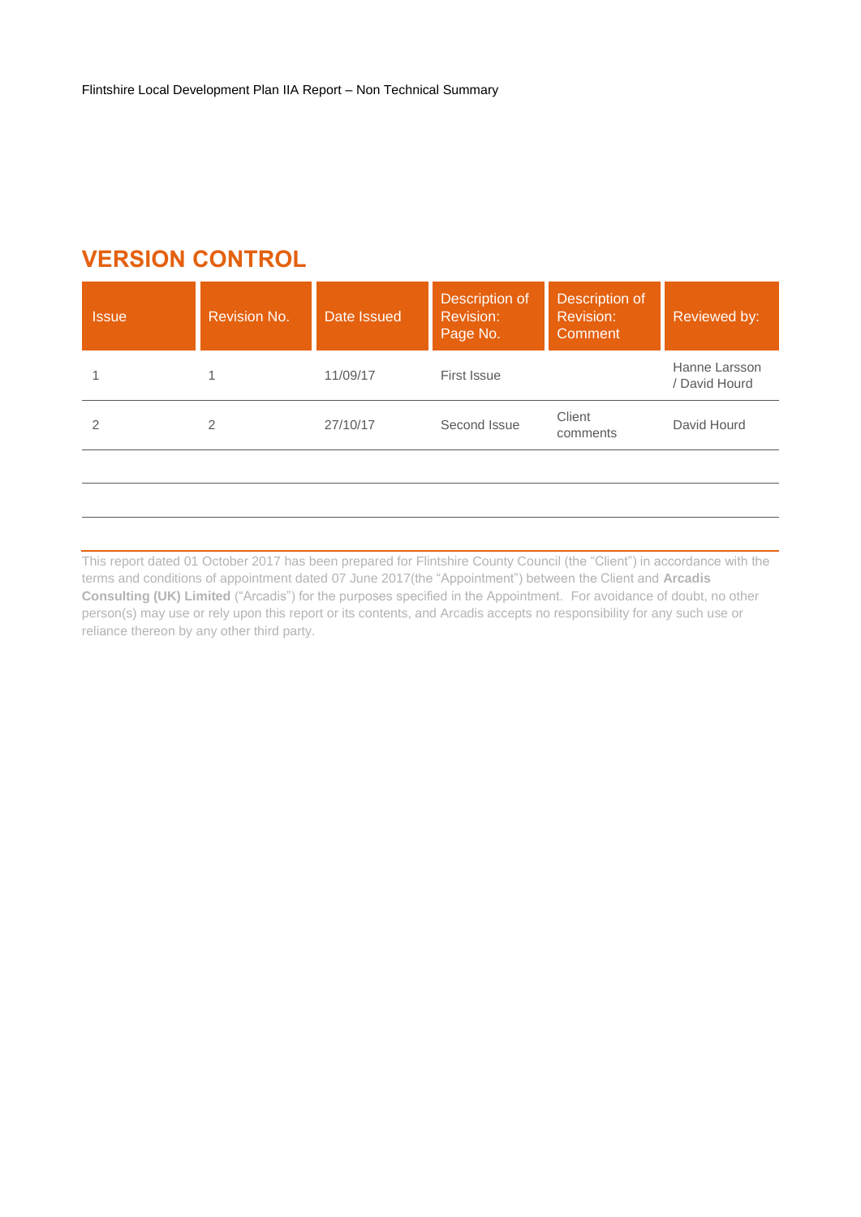## VERSION CONTROL

| Issue | Revision No. | Date Issued | Description of Revision: Page No. | Description of Revision: Comment | Reviewed by: |
|---|---|---|---|---|---|
| 1 | 1 | 11/09/17 | First Issue | | Hanne Larsson / David Hourd |
| 2 | 2 | 27/10/17 | Second Issue | Client comments | David Hourd |
| | | | | | |
| | | | | | |

This report dated 01 October 2017 has been prepared for Flintshire County Council (the "Client") in accordance with the terms and conditions of appointment dated 07 June 2017(the "Appointment") between the Client and **Arcadis Consulting (UK) Limited** ("Arcadis") for the purposes specified in the Appointment. For avoidance of doubt, no other person(s) may use or rely upon this report or its contents, and Arcadis accepts no responsibility for any such use or reliance thereon by any other third party.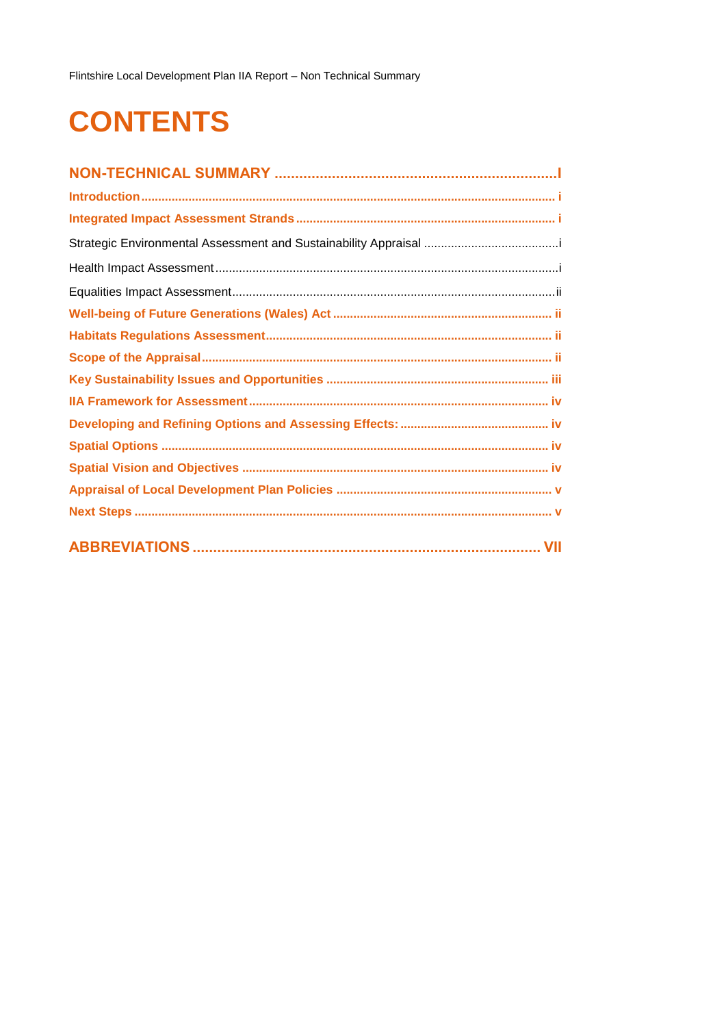# CONTENTS

**NON-TECHNICAL SUMMARY** .................................................................... I

**Introduction** .................................................................................................... i

**Integrated Impact Assessment Strands** ........................................................................ i

Strategic Environmental Assessment and Sustainability Appraisal ....................................... i

Health Impact Assessment ....................................................................................... i

Equalities Impact Assessment .................................................................................. ii

**Well-being of Future Generations (Wales) Act** ............................................................... ii

**Habitats Regulations Assessment** ............................................................................ ii

**Scope of the Appraisal** ........................................................................................ ii

**Key Sustainability Issues and Opportunities** ............................................................... iii

**IIA Framework for Assessment** ............................................................................... iv

**Developing and Refining Options and Assessing Effects:** ............................................ iv

**Spatial Options** ................................................................................................. iv

**Spatial Vision and Objectives** ................................................................................. iv

**Appraisal of Local Development Plan Policies** ............................................................ v

**Next Steps** ........................................................................................................ v

**ABBREVIATIONS** ................................................................................ VII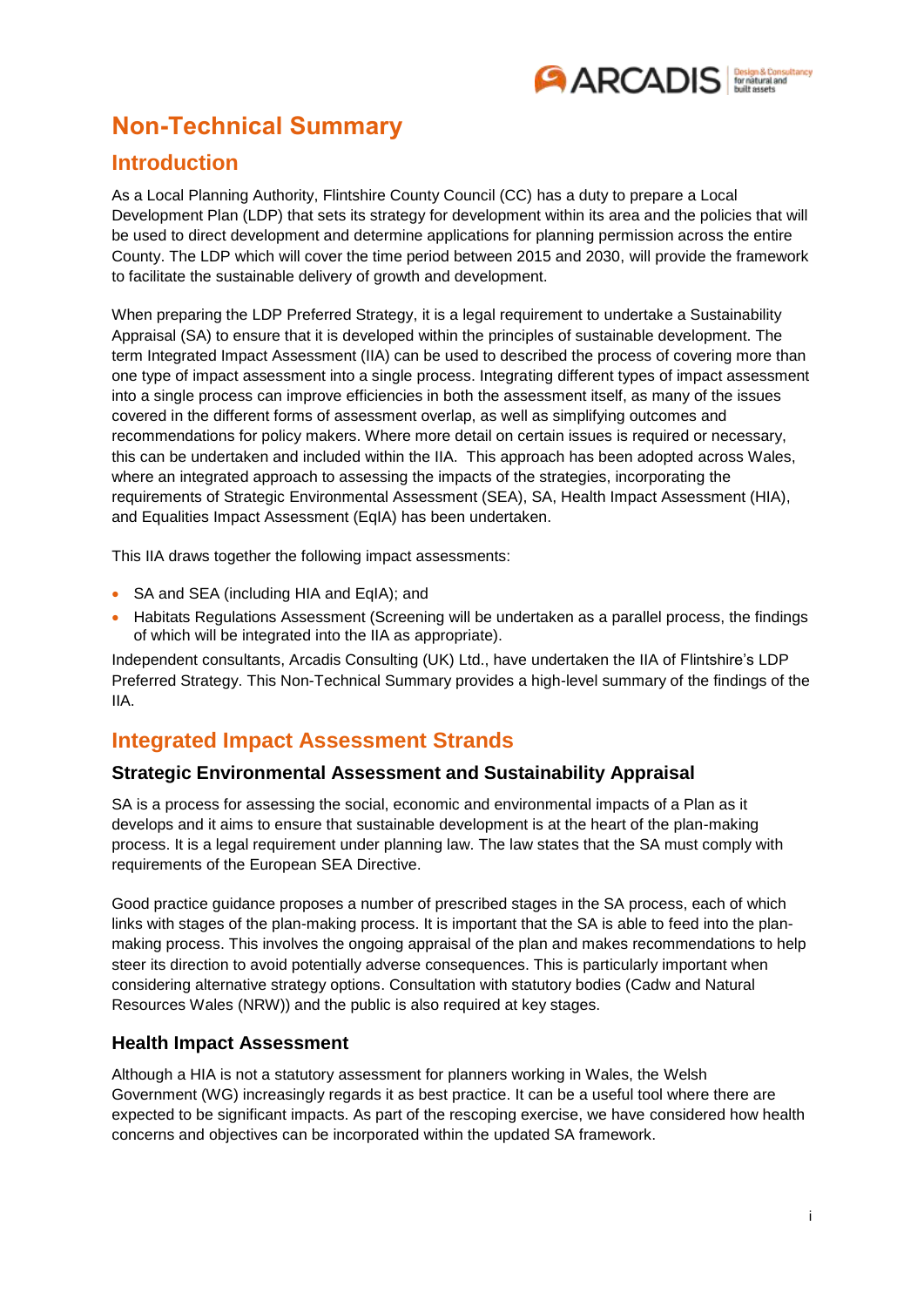# Non-Technical Summary

## Introduction

As a Local Planning Authority, Flintshire County Council (CC) has a duty to prepare a Local Development Plan (LDP) that sets its strategy for development within its area and the policies that will be used to direct development and determine applications for planning permission across the entire County. The LDP which will cover the time period between 2015 and 2030, will provide the framework to facilitate the sustainable delivery of growth and development.

When preparing the LDP Preferred Strategy, it is a legal requirement to undertake a Sustainability Appraisal (SA) to ensure that it is developed within the principles of sustainable development. The term Integrated Impact Assessment (IIA) can be used to described the process of covering more than one type of impact assessment into a single process. Integrating different types of impact assessment into a single process can improve efficiencies in both the assessment itself, as many of the issues covered in the different forms of assessment overlap, as well as simplifying outcomes and recommendations for policy makers. Where more detail on certain issues is required or necessary, this can be undertaken and included within the IIA. This approach has been adopted across Wales, where an integrated approach to assessing the impacts of the strategies, incorporating the requirements of Strategic Environmental Assessment (SEA), SA, Health Impact Assessment (HIA), and Equalities Impact Assessment (EqIA) has been undertaken.

This IIA draws together the following impact assessments:

- SA and SEA (including HIA and EqIA); and
- Habitats Regulations Assessment (Screening will be undertaken as a parallel process, the findings of which will be integrated into the IIA as appropriate).

Independent consultants, Arcadis Consulting (UK) Ltd., have undertaken the IIA of Flintshire's LDP Preferred Strategy. This Non-Technical Summary provides a high-level summary of the findings of the IIA.

## Integrated Impact Assessment Strands

### Strategic Environmental Assessment and Sustainability Appraisal

SA is a process for assessing the social, economic and environmental impacts of a Plan as it develops and it aims to ensure that sustainable development is at the heart of the plan-making process. It is a legal requirement under planning law. The law states that the SA must comply with requirements of the European SEA Directive.

Good practice guidance proposes a number of prescribed stages in the SA process, each of which links with stages of the plan-making process. It is important that the SA is able to feed into the plan-making process. This involves the ongoing appraisal of the plan and makes recommendations to help steer its direction to avoid potentially adverse consequences. This is particularly important when considering alternative strategy options. Consultation with statutory bodies (Cadw and Natural Resources Wales (NRW)) and the public is also required at key stages.

### Health Impact Assessment

Although a HIA is not a statutory assessment for planners working in Wales, the Welsh Government (WG) increasingly regards it as best practice. It can be a useful tool where there are expected to be significant impacts. As part of the rescoping exercise, we have considered how health concerns and objectives can be incorporated within the updated SA framework.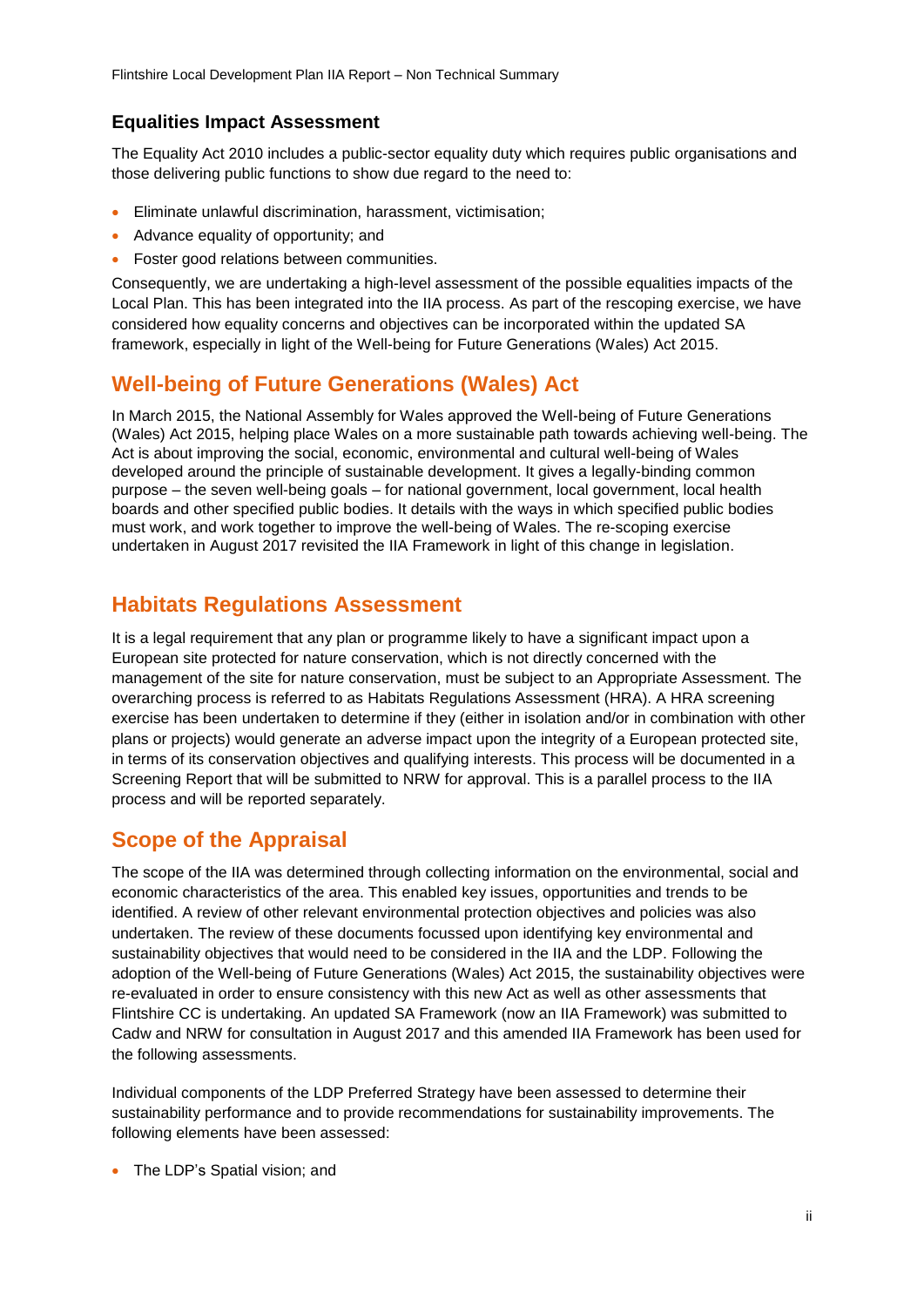### Equalities Impact Assessment

The Equality Act 2010 includes a public-sector equality duty which requires public organisations and those delivering public functions to show due regard to the need to:

- Eliminate unlawful discrimination, harassment, victimisation;
- Advance equality of opportunity; and
- Foster good relations between communities.

Consequently, we are undertaking a high-level assessment of the possible equalities impacts of the Local Plan. This has been integrated into the IIA process. As part of the rescoping exercise, we have considered how equality concerns and objectives can be incorporated within the updated SA framework, especially in light of the Well-being for Future Generations (Wales) Act 2015.

## Well-being of Future Generations (Wales) Act

In March 2015, the National Assembly for Wales approved the Well-being of Future Generations (Wales) Act 2015, helping place Wales on a more sustainable path towards achieving well-being. The Act is about improving the social, economic, environmental and cultural well-being of Wales developed around the principle of sustainable development. It gives a legally-binding common purpose – the seven well-being goals – for national government, local government, local health boards and other specified public bodies. It details with the ways in which specified public bodies must work, and work together to improve the well-being of Wales. The re-scoping exercise undertaken in August 2017 revisited the IIA Framework in light of this change in legislation.

## Habitats Regulations Assessment

It is a legal requirement that any plan or programme likely to have a significant impact upon a European site protected for nature conservation, which is not directly concerned with the management of the site for nature conservation, must be subject to an Appropriate Assessment. The overarching process is referred to as Habitats Regulations Assessment (HRA). A HRA screening exercise has been undertaken to determine if they (either in isolation and/or in combination with other plans or projects) would generate an adverse impact upon the integrity of a European protected site, in terms of its conservation objectives and qualifying interests. This process will be documented in a Screening Report that will be submitted to NRW for approval. This is a parallel process to the IIA process and will be reported separately.

## Scope of the Appraisal

The scope of the IIA was determined through collecting information on the environmental, social and economic characteristics of the area. This enabled key issues, opportunities and trends to be identified. A review of other relevant environmental protection objectives and policies was also undertaken. The review of these documents focussed upon identifying key environmental and sustainability objectives that would need to be considered in the IIA and the LDP. Following the adoption of the Well-being of Future Generations (Wales) Act 2015, the sustainability objectives were re-evaluated in order to ensure consistency with this new Act as well as other assessments that Flintshire CC is undertaking. An updated SA Framework (now an IIA Framework) was submitted to Cadw and NRW for consultation in August 2017 and this amended IIA Framework has been used for the following assessments.

Individual components of the LDP Preferred Strategy have been assessed to determine their sustainability performance and to provide recommendations for sustainability improvements. The following elements have been assessed:

- The LDP's Spatial vision; and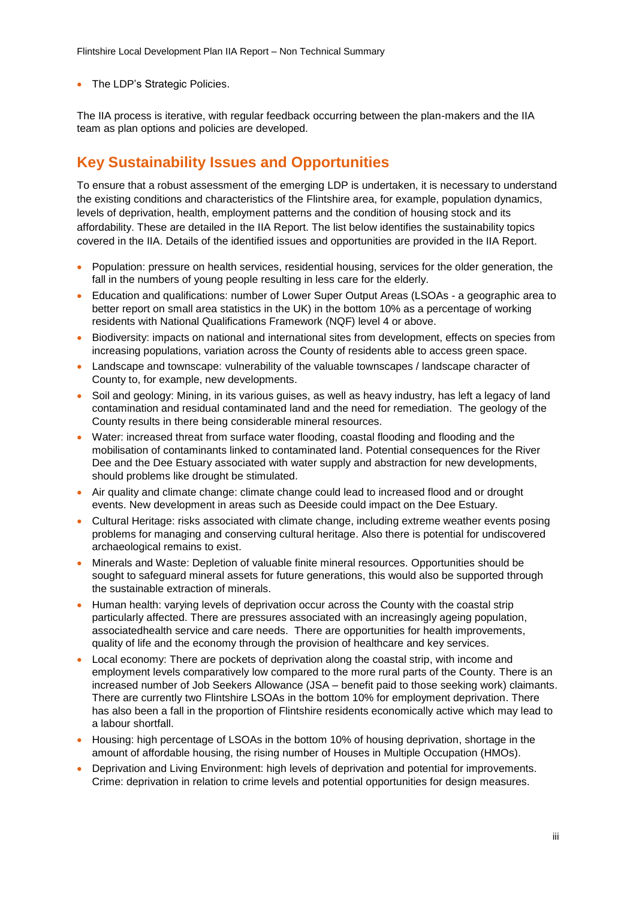- The LDP's Strategic Policies.

The IIA process is iterative, with regular feedback occurring between the plan-makers and the IIA team as plan options and policies are developed.

## Key Sustainability Issues and Opportunities

To ensure that a robust assessment of the emerging LDP is undertaken, it is necessary to understand the existing conditions and characteristics of the Flintshire area, for example, population dynamics, levels of deprivation, health, employment patterns and the condition of housing stock and its affordability. These are detailed in the IIA Report. The list below identifies the sustainability topics covered in the IIA. Details of the identified issues and opportunities are provided in the IIA Report.

- Population: pressure on health services, residential housing, services for the older generation, the fall in the numbers of young people resulting in less care for the elderly.
- Education and qualifications: number of Lower Super Output Areas (LSOAs - a geographic area to better report on small area statistics in the UK) in the bottom 10% as a percentage of working residents with National Qualifications Framework (NQF) level 4 or above.
- Biodiversity: impacts on national and international sites from development, effects on species from increasing populations, variation across the County of residents able to access green space.
- Landscape and townscape: vulnerability of the valuable townscapes / landscape character of County to, for example, new developments.
- Soil and geology: Mining, in its various guises, as well as heavy industry, has left a legacy of land contamination and residual contaminated land and the need for remediation. The geology of the County results in there being considerable mineral resources.
- Water: increased threat from surface water flooding, coastal flooding and flooding and the mobilisation of contaminants linked to contaminated land. Potential consequences for the River Dee and the Dee Estuary associated with water supply and abstraction for new developments, should problems like drought be stimulated.
- Air quality and climate change: climate change could lead to increased flood and or drought events. New development in areas such as Deeside could impact on the Dee Estuary.
- Cultural Heritage: risks associated with climate change, including extreme weather events posing problems for managing and conserving cultural heritage. Also there is potential for undiscovered archaeological remains to exist.
- Minerals and Waste: Depletion of valuable finite mineral resources. Opportunities should be sought to safeguard mineral assets for future generations, this would also be supported through the sustainable extraction of minerals.
- Human health: varying levels of deprivation occur across the County with the coastal strip particularly affected. There are pressures associated with an increasingly ageing population, associatedhealth service and care needs. There are opportunities for health improvements, quality of life and the economy through the provision of healthcare and key services.
- Local economy: There are pockets of deprivation along the coastal strip, with income and employment levels comparatively low compared to the more rural parts of the County. There is an increased number of Job Seekers Allowance (JSA – benefit paid to those seeking work) claimants. There are currently two Flintshire LSOAs in the bottom 10% for employment deprivation. There has also been a fall in the proportion of Flintshire residents economically active which may lead to a labour shortfall.
- Housing: high percentage of LSOAs in the bottom 10% of housing deprivation, shortage in the amount of affordable housing, the rising number of Houses in Multiple Occupation (HMOs).
- Deprivation and Living Environment: high levels of deprivation and potential for improvements. Crime: deprivation in relation to crime levels and potential opportunities for design measures.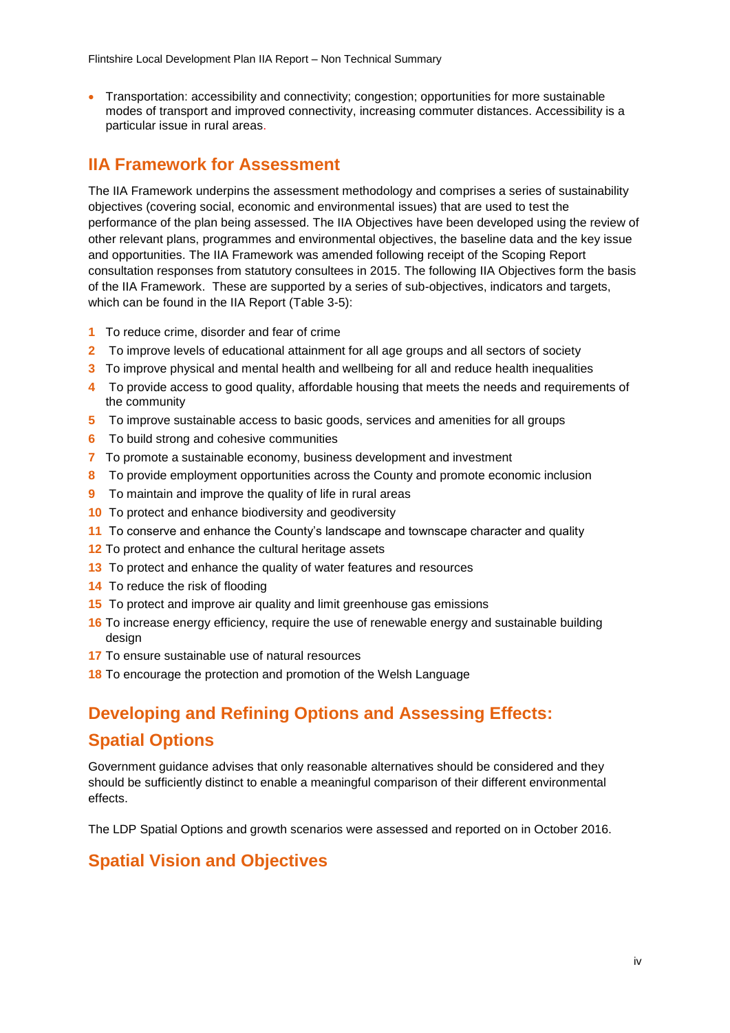- Transportation: accessibility and connectivity; congestion; opportunities for more sustainable modes of transport and improved connectivity, increasing commuter distances. Accessibility is a particular issue in rural areas.

## IIA Framework for Assessment

The IIA Framework underpins the assessment methodology and comprises a series of sustainability objectives (covering social, economic and environmental issues) that are used to test the performance of the plan being assessed. The IIA Objectives have been developed using the review of other relevant plans, programmes and environmental objectives, the baseline data and the key issue and opportunities. The IIA Framework was amended following receipt of the Scoping Report consultation responses from statutory consultees in 2015. The following IIA Objectives form the basis of the IIA Framework. These are supported by a series of sub-objectives, indicators and targets, which can be found in the IIA Report (Table 3-5):

1. To reduce crime, disorder and fear of crime
2. To improve levels of educational attainment for all age groups and all sectors of society
3. To improve physical and mental health and wellbeing for all and reduce health inequalities
4. To provide access to good quality, affordable housing that meets the needs and requirements of the community
5. To improve sustainable access to basic goods, services and amenities for all groups
6. To build strong and cohesive communities
7. To promote a sustainable economy, business development and investment
8. To provide employment opportunities across the County and promote economic inclusion
9. To maintain and improve the quality of life in rural areas
10. To protect and enhance biodiversity and geodiversity
11. To conserve and enhance the County's landscape and townscape character and quality
12. To protect and enhance the cultural heritage assets
13. To protect and enhance the quality of water features and resources
14. To reduce the risk of flooding
15. To protect and improve air quality and limit greenhouse gas emissions
16. To increase energy efficiency, require the use of renewable energy and sustainable building design
17. To ensure sustainable use of natural resources
18. To encourage the protection and promotion of the Welsh Language

## Developing and Refining Options and Assessing Effects: Spatial Options

Government guidance advises that only reasonable alternatives should be considered and they should be sufficiently distinct to enable a meaningful comparison of their different environmental effects.

The LDP Spatial Options and growth scenarios were assessed and reported on in October 2016.

## Spatial Vision and Objectives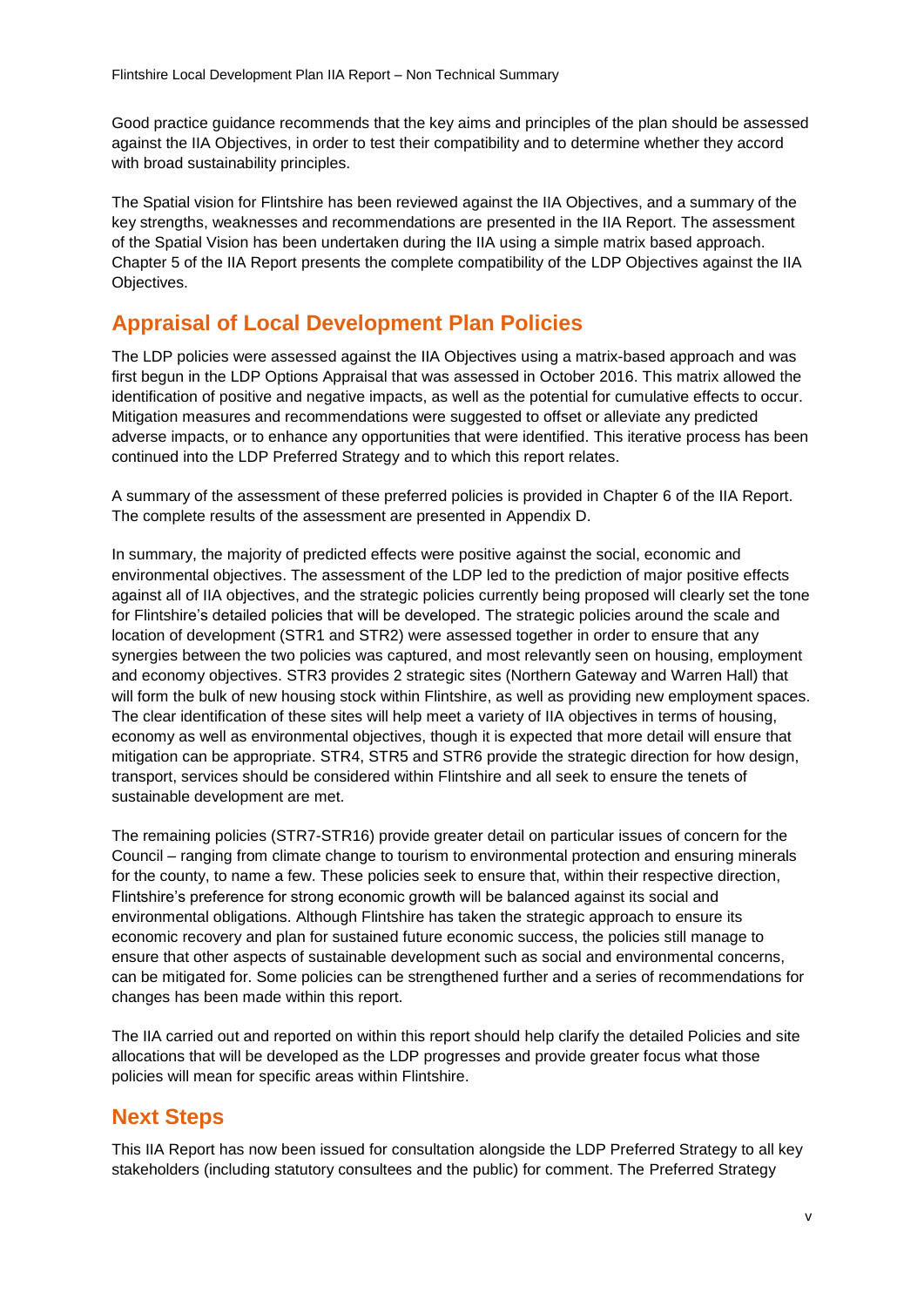Good practice guidance recommends that the key aims and principles of the plan should be assessed against the IIA Objectives, in order to test their compatibility and to determine whether they accord with broad sustainability principles.

The Spatial vision for Flintshire has been reviewed against the IIA Objectives, and a summary of the key strengths, weaknesses and recommendations are presented in the IIA Report. The assessment of the Spatial Vision has been undertaken during the IIA using a simple matrix based approach. Chapter 5 of the IIA Report presents the complete compatibility of the LDP Objectives against the IIA Objectives.

## Appraisal of Local Development Plan Policies

The LDP policies were assessed against the IIA Objectives using a matrix-based approach and was first begun in the LDP Options Appraisal that was assessed in October 2016. This matrix allowed the identification of positive and negative impacts, as well as the potential for cumulative effects to occur. Mitigation measures and recommendations were suggested to offset or alleviate any predicted adverse impacts, or to enhance any opportunities that were identified. This iterative process has been continued into the LDP Preferred Strategy and to which this report relates.

A summary of the assessment of these preferred policies is provided in Chapter 6 of the IIA Report. The complete results of the assessment are presented in Appendix D.

In summary, the majority of predicted effects were positive against the social, economic and environmental objectives. The assessment of the LDP led to the prediction of major positive effects against all of IIA objectives, and the strategic policies currently being proposed will clearly set the tone for Flintshire's detailed policies that will be developed. The strategic policies around the scale and location of development (STR1 and STR2) were assessed together in order to ensure that any synergies between the two policies was captured, and most relevantly seen on housing, employment and economy objectives. STR3 provides 2 strategic sites (Northern Gateway and Warren Hall) that will form the bulk of new housing stock within Flintshire, as well as providing new employment spaces. The clear identification of these sites will help meet a variety of IIA objectives in terms of housing, economy as well as environmental objectives, though it is expected that more detail will ensure that mitigation can be appropriate. STR4, STR5 and STR6 provide the strategic direction for how design, transport, services should be considered within Flintshire and all seek to ensure the tenets of sustainable development are met.

The remaining policies (STR7-STR16) provide greater detail on particular issues of concern for the Council – ranging from climate change to tourism to environmental protection and ensuring minerals for the county, to name a few. These policies seek to ensure that, within their respective direction, Flintshire's preference for strong economic growth will be balanced against its social and environmental obligations. Although Flintshire has taken the strategic approach to ensure its economic recovery and plan for sustained future economic success, the policies still manage to ensure that other aspects of sustainable development such as social and environmental concerns, can be mitigated for. Some policies can be strengthened further and a series of recommendations for changes has been made within this report.

The IIA carried out and reported on within this report should help clarify the detailed Policies and site allocations that will be developed as the LDP progresses and provide greater focus what those policies will mean for specific areas within Flintshire.

## Next Steps

This IIA Report has now been issued for consultation alongside the LDP Preferred Strategy to all key stakeholders (including statutory consultees and the public) for comment. The Preferred Strategy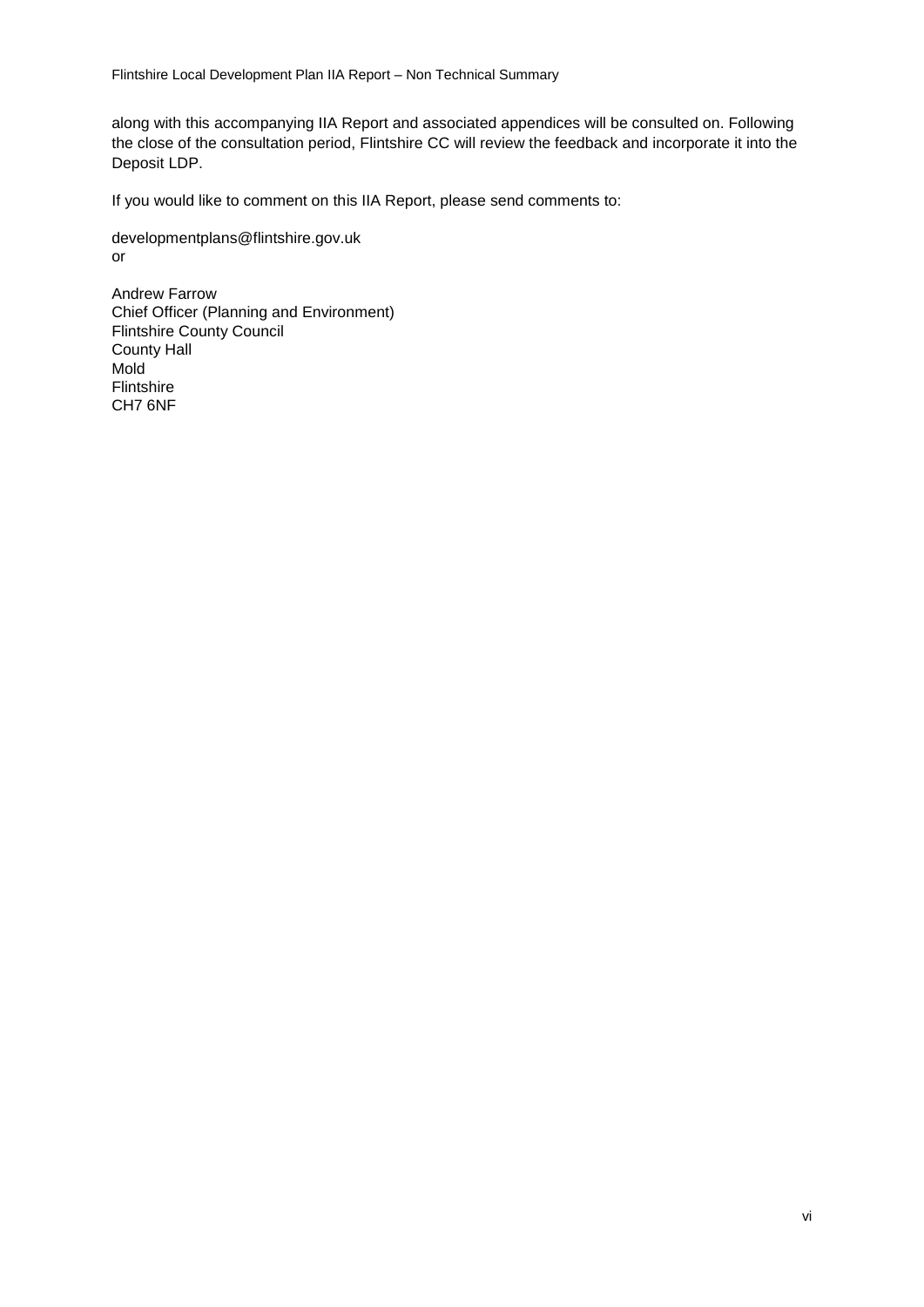along with this accompanying IIA Report and associated appendices will be consulted on. Following the close of the consultation period, Flintshire CC will review the feedback and incorporate it into the Deposit LDP.

If you would like to comment on this IIA Report, please send comments to:

developmentplans@flintshire.gov.uk
or

Andrew Farrow
Chief Officer (Planning and Environment)
Flintshire County Council
County Hall
Mold
Flintshire
CH7 6NF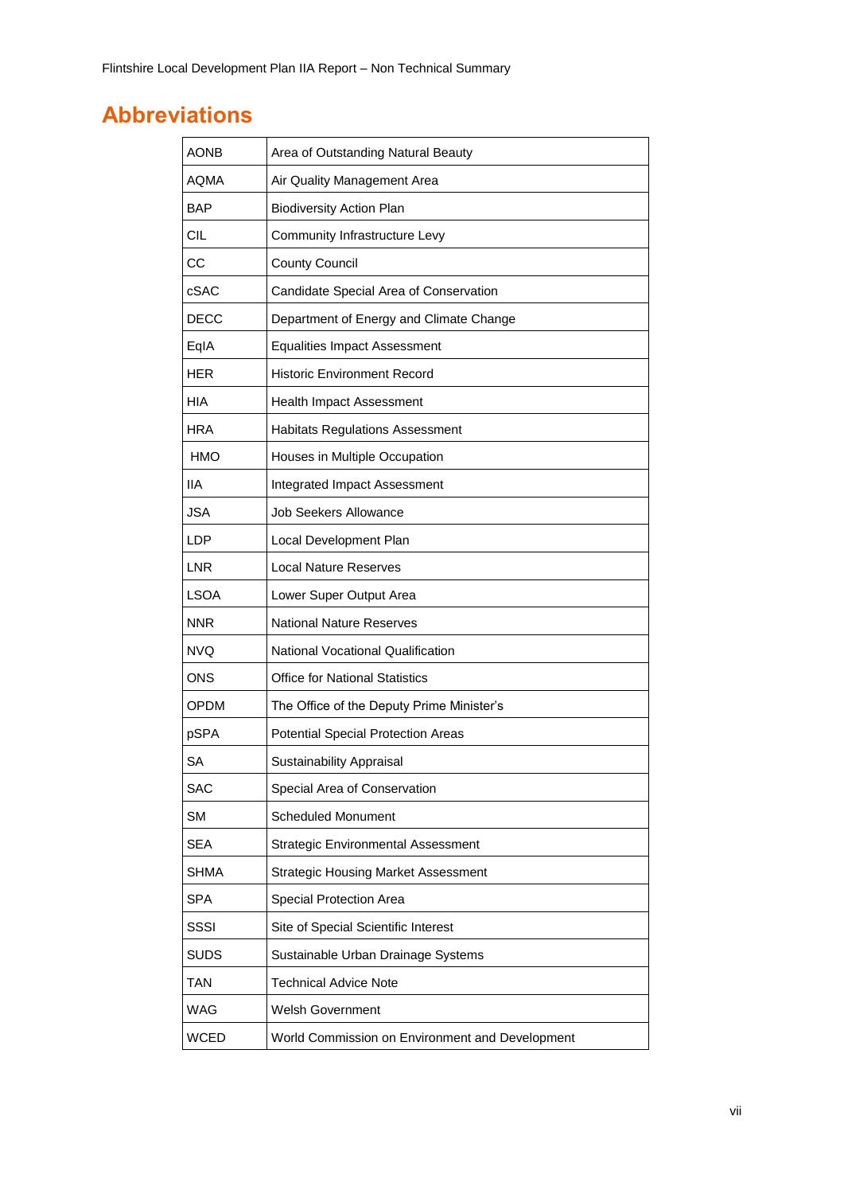# Abbreviations

| | |
|---|---|
| AONB | Area of Outstanding Natural Beauty |
| AQMA | Air Quality Management Area |
| BAP | Biodiversity Action Plan |
| CIL | Community Infrastructure Levy |
| CC | County Council |
| cSAC | Candidate Special Area of Conservation |
| DECC | Department of Energy and Climate Change |
| EqIA | Equalities Impact Assessment |
| HER | Historic Environment Record |
| HIA | Health Impact Assessment |
| HRA | Habitats Regulations Assessment |
| HMO | Houses in Multiple Occupation |
| IIA | Integrated Impact Assessment |
| JSA | Job Seekers Allowance |
| LDP | Local Development Plan |
| LNR | Local Nature Reserves |
| LSOA | Lower Super Output Area |
| NNR | National Nature Reserves |
| NVQ | National Vocational Qualification |
| ONS | Office for National Statistics |
| OPDM | The Office of the Deputy Prime Minister's |
| pSPA | Potential Special Protection Areas |
| SA | Sustainability Appraisal |
| SAC | Special Area of Conservation |
| SM | Scheduled Monument |
| SEA | Strategic Environmental Assessment |
| SHMA | Strategic Housing Market Assessment |
| SPA | Special Protection Area |
| SSSI | Site of Special Scientific Interest |
| SUDS | Sustainable Urban Drainage Systems |
| TAN | Technical Advice Note |
| WAG | Welsh Government |
| WCED | World Commission on Environment and Development |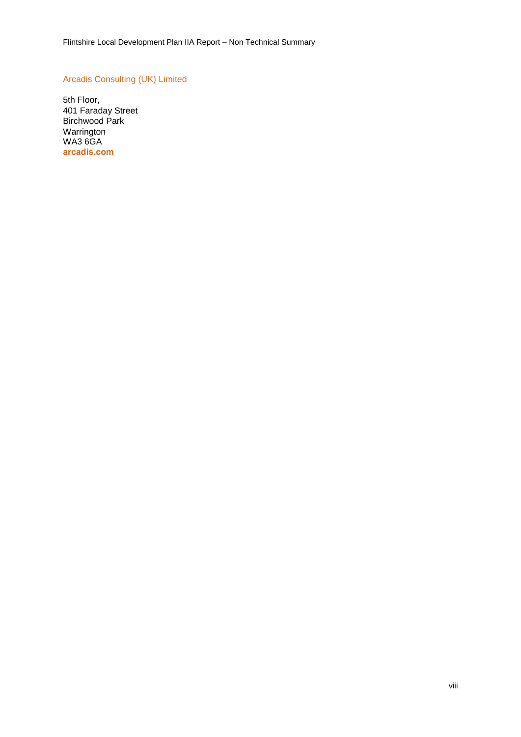Arcadis Consulting (UK) Limited

5th Floor,
401 Faraday Street
Birchwood Park
Warrington
WA3 6GA
**arcadis.com**